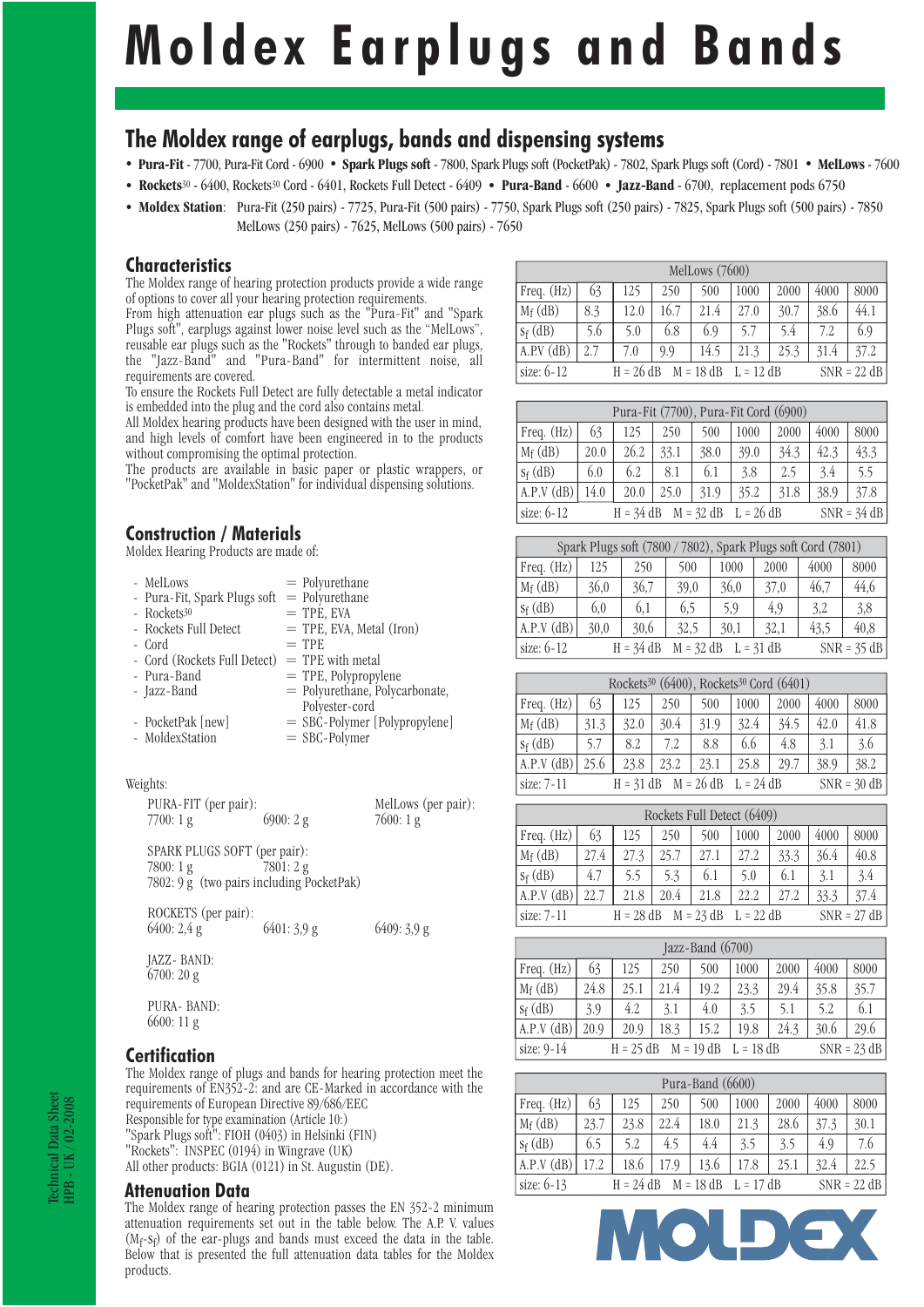# Moldex Earplugs and Bands

## The Moldex range of earplugs, bands and dispensing systems

- **Pura-Fit** - 7700, Pura-Fit Cord - 6900 • **Spark Plugs soft** - 7800, Spark Plugs soft (PocketPak) - 7802, Spark Plugs soft (Cord) - 7801 • **MelLows** - 7600
- **Rockets**[30] - 6400, Rockets[30] Cord - 6401, Rockets Full Detect - 6409 • **Pura-Band** - 6600 • **Jazz-Band** - 6700, replacement pods 6750
- **Moldex Station**: Pura-Fit (250 pairs) - 7725, Pura-Fit (500 pairs) - 7750, Spark Plugs soft (250 pairs) - 7825, Spark Plugs soft (500 pairs) - 7850 MelLows (250 pairs) - 7625, MelLows (500 pairs) - 7650

## Characteristics

The Moldex range of hearing protection products provide a wide range of options to cover all your hearing protection requirements.
From high attenuation ear plugs such as the "Pura-Fit" and "Spark Plugs soft", earplugs against lower noise level such as the "MelLows", reusable ear plugs such as the "Rockets" through to banded ear plugs, the "Jazz-Band" and "Pura-Band" for intermittent noise, all requirements are covered.
To ensure the Rockets Full Detect are fully detectable a metal indicator is embedded into the plug and the cord also contains metal.
All Moldex hearing products have been designed with the user in mind, and high levels of comfort have been engineered in to the products without compromising the optimal protection.
The products are available in basic paper or plastic wrappers, or "PocketPak" and "MoldexStation" for individual dispensing solutions.

## Construction / Materials

Moldex Hearing Products are made of:

- MelLows = Polyurethane
- Pura-Fit, Spark Plugs soft = Polyurethane
- Rockets[30] = TPE, EVA
- Rockets Full Detect = TPE, EVA, Metal (Iron)
- Cord = TPE
- Cord (Rockets Full Detect) = TPE with metal
- Pura-Band = TPE, Polypropylene
- Jazz-Band = Polyurethane, Polycarbonate, Polyester-cord
- PocketPak [new] = SBC-Polymer [Polypropylene]
- MoldexStation = SBC-Polymer

Weights:

PURA-FIT (per pair):
7700: 1 g
6900: 2 g

MelLows (per pair):
7600: 1 g

SPARK PLUGS SOFT (per pair):
7800: 1 g
7801: 2 g
7802: 9 g (two pairs including PocketPak)

ROCKETS (per pair):
6400: 2,4 g
6401: 3,9 g
6409: 3,9 g

JAZZ- BAND:
6700: 20 g

PURA- BAND:
6600: 11 g

## Certification

The Moldex range of plugs and bands for hearing protection meet the requirements of EN352-2: and are CE-Marked in accordance with the requirements of European Directive 89/686/EEC
Responsible for type examination (Article 10:)
"Spark Plugs soft": FIOH (0403) in Helsinki (FIN)
"Rockets": INSPEC (0194) in Wingrave (UK)
All other products: BGIA (0121) in St. Augustin (DE).

## Attenuation Data

The Moldex range of hearing protection passes the EN 352-2 minimum attenuation requirements set out in the table below. The A.P. V. values ($M_f$-$S_f$) of the ear-plugs and bands must exceed the data in the table. Below that is presented the full attenuation data tables for the Moldex products.

| MelLows (7600) | | | | | | | | |
|---|---|---|---|---|---|---|---|---|
| Freq. (Hz) | 63 | 125 | 250 | 500 | 1000 | 2000 | 4000 | 8000 |
| $M_f$ (dB) | 8.3 | 12.0 | 16.7 | 21.4 | 27.0 | 30.7 | 38.6 | 44.1 |
| $S_f$ (dB) | 5.6 | 5.0 | 6.8 | 6.9 | 5.7 | 5.4 | 7.2 | 6.9 |
| A.P.V (dB) | 2.7 | 7.0 | 9.9 | 14.5 | 21.3 | 25.3 | 31.4 | 37.2 |
| size: 6-12 | H = 26 dB | | M = 18 dB | | L = 12 dB | | SNR = 22 dB | |

| Pura-Fit (7700), Pura-Fit Cord (6900) | | | | | | | | |
|---|---|---|---|---|---|---|---|---|
| Freq. (Hz) | 63 | 125 | 250 | 500 | 1000 | 2000 | 4000 | 8000 |
| $M_f$ (dB) | 20.0 | 26.2 | 33.1 | 38.0 | 39.0 | 34.3 | 42.3 | 43.3 |
| $S_f$ (dB) | 6.0 | 6.2 | 8.1 | 6.1 | 3.8 | 2.5 | 3.4 | 5.5 |
| A.P.V (dB) | 14.0 | 20.0 | 25.0 | 31.9 | 35.2 | 31.8 | 38.9 | 37.8 |
| size: 6-12 | H = 34 dB | | M = 32 dB | | L = 26 dB | | SNR = 34 dB | |

| Spark Plugs soft (7800 / 7802), Spark Plugs soft Cord (7801) | | | | | | | |
|---|---|---|---|---|---|---|---|
| Freq. (Hz) | 125 | 250 | 500 | 1000 | 2000 | 4000 | 8000 |
| $M_f$ (dB) | 36,0 | 36,7 | 39,0 | 36,0 | 37,0 | 46,7 | 44,6 |
| $S_f$ (dB) | 6,0 | 6,1 | 6,5 | 5,9 | 4,9 | 3,2 | 3,8 |
| A.P.V (dB) | 30,0 | 30,6 | 32,5 | 30,1 | 32,1 | 43,5 | 40,8 |
| size: 6-12 | H = 34 dB | | M = 32 dB | | L = 31 dB | | SNR = 35 dB |

| Rockets[30] (6400), Rockets[30] Cord (6401) | | | | | | | | |
|---|---|---|---|---|---|---|---|---|
| Freq. (Hz) | 63 | 125 | 250 | 500 | 1000 | 2000 | 4000 | 8000 |
| $M_f$ (dB) | 31.3 | 32.0 | 30.4 | 31.9 | 32.4 | 34.5 | 42.0 | 41.8 |
| $S_f$ (dB) | 5.7 | 8.2 | 7.2 | 8.8 | 6.6 | 4.8 | 3.1 | 3.6 |
| A.P.V (dB) | 25.6 | 23.8 | 23.2 | 23.1 | 25.8 | 29.7 | 38.9 | 38.2 |
| size: 7-11 | H = 31 dB | | M = 26 dB | | L = 24 dB | | SNR = 30 dB | |

| Rockets Full Detect (6409) | | | | | | | | |
|---|---|---|---|---|---|---|---|---|
| Freq. (Hz) | 63 | 125 | 250 | 500 | 1000 | 2000 | 4000 | 8000 |
| $M_f$ (dB) | 27.4 | 27.3 | 25.7 | 27.1 | 27.2 | 33.3 | 36.4 | 40.8 |
| $S_f$ (dB) | 4.7 | 5.5 | 5.3 | 6.1 | 5.0 | 6.1 | 3.1 | 3.4 |
| A.P.V (dB) | 22.7 | 21.8 | 20.4 | 21.8 | 22.2 | 27.2 | 33.3 | 37.4 |
| size: 7-11 | H = 28 dB | | M = 23 dB | | L = 22 dB | | SNR = 27 dB | |

| Jazz-Band (6700) | | | | | | | | |
|---|---|---|---|---|---|---|---|---|
| Freq. (Hz) | 63 | 125 | 250 | 500 | 1000 | 2000 | 4000 | 8000 |
| $M_f$ (dB) | 24.8 | 25.1 | 21.4 | 19.2 | 23.3 | 29.4 | 35.8 | 35.7 |
| $S_f$ (dB) | 3.9 | 4.2 | 3.1 | 4.0 | 3.5 | 5.1 | 5.2 | 6.1 |
| A.P.V (dB) | 20.9 | 20.9 | 18.3 | 15.2 | 19.8 | 24.3 | 30.6 | 29.6 |
| size: 9-14 | H = 25 dB | | M = 19 dB | | L = 18 dB | | SNR = 23 dB | |

| Pura-Band (6600) | | | | | | | | |
|---|---|---|---|---|---|---|---|---|
| Freq. (Hz) | 63 | 125 | 250 | 500 | 1000 | 2000 | 4000 | 8000 |
| $M_f$ (dB) | 23.7 | 23.8 | 22.4 | 18.0 | 21.3 | 28.6 | 37.3 | 30.1 |
| $S_f$ (dB) | 6.5 | 5.2 | 4.5 | 4.4 | 3.5 | 3.5 | 4.9 | 7.6 |
| A.P.V (dB) | 17.2 | 18.6 | 17.9 | 13.6 | 17.8 | 25.1 | 32.4 | 22.5 |
| size: 6-13 | H = 24 dB | | M = 18 dB | | L = 17 dB | | SNR = 22 dB | |

Technical Data Sheet
HPB - UK / 02-2008

MOLDEX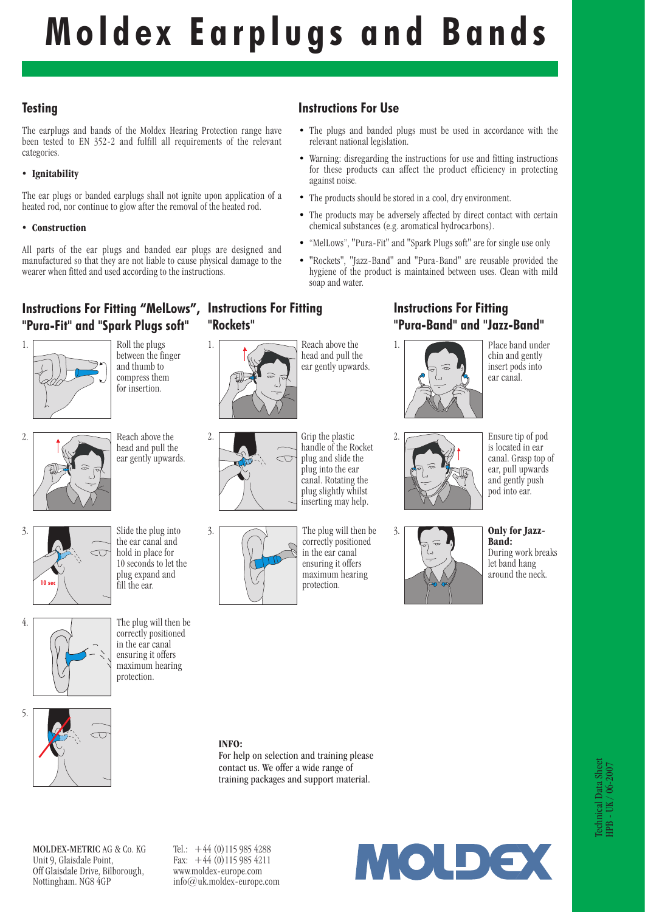# Moldex Earplugs and Bands

## Testing

The earplugs and bands of the Moldex Hearing Protection range have been tested to EN 352-2 and fulfill all requirements of the relevant categories.

- **Ignitability**

The ear plugs or banded earplugs shall not ignite upon application of a heated rod, nor continue to glow after the removal of the heated rod.

- **Construction**

All parts of the ear plugs and banded ear plugs are designed and manufactured so that they are not liable to cause physical damage to the wearer when fitted and used according to the instructions.

## Instructions For Use

- The plugs and banded plugs must be used in accordance with the relevant national legislation.
- Warning: disregarding the instructions for use and fitting instructions for these products can affect the product efficiency in protecting against noise.
- The products should be stored in a cool, dry environment.
- The products may be adversely affected by direct contact with certain chemical substances (e.g. aromatical hydrocarbons).
- "MelLows", "Pura-Fit" and "Spark Plugs soft" are for single use only.
- "Rockets", "Jazz-Band" and "Pura-Band" are reusable provided the hygiene of the product is maintained between uses. Clean with mild soap and water.

## Instructions For Fitting "MelLows", "Pura-Fit" and "Spark Plugs soft"

1. Roll the plugs between the finger and thumb to compress them for insertion.
2. Reach above the head and pull the ear gently upwards.
3. Slide the plug into the ear canal and hold in place for 10 seconds to let the plug expand and fill the ear.
4. The plug will then be correctly positioned in the ear canal ensuring it offers maximum hearing protection.
5.

## Instructions For Fitting "Rockets"

1. Reach above the head and pull the ear gently upwards.
2. Grip the plastic handle of the Rocket plug and slide the plug into the ear canal. Rotating the plug slightly whilst inserting may help.
3. The plug will then be correctly positioned in the ear canal ensuring it offers maximum hearing protection.

## Instructions For Fitting "Pura-Band" and "Jazz-Band"

1. Place band under chin and gently insert pods into ear canal.
2. Ensure tip of pod is located in ear canal. Grasp top of ear, pull upwards and gently push pod into ear.
3. **Only for Jazz-Band:** During work breaks let band hang around the neck.

**INFO:**
For help on selection and training please contact us. We offer a wide range of training packages and support material.

**MOLDEX-METRIC** AG & Co. KG
Unit 9, Glaisdale Point,
Off Glaisdale Drive, Bilborough,
Nottingham. NG8 4GP

Tel.: +44 (0)115 985 4288
Fax: +44 (0)115 985 4211
www.moldex-europe.com
info@uk.moldex-europe.com

Technical Data Sheet
HPB - UK / 06-2007